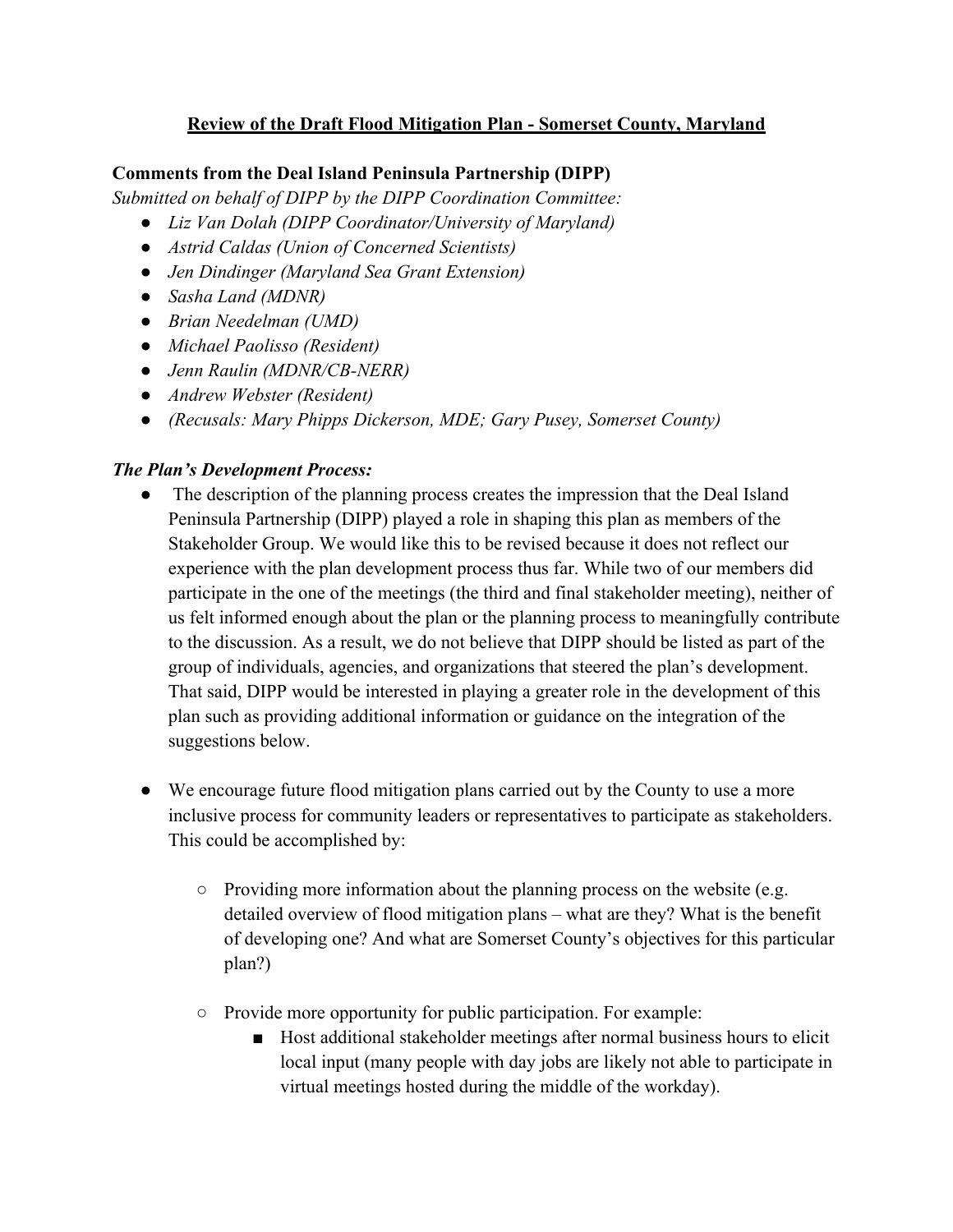## Review of the Draft Flood Mitigation Plan - Somerset County, Maryland

**Comments from the Deal Island Peninsula Partnership (DIPP)**

*Submitted on behalf of DIPP by the DIPP Coordination Committee:*

- *Liz Van Dolah (DIPP Coordinator/University of Maryland)*
- *Astrid Caldas (Union of Concerned Scientists)*
- *Jen Dindinger (Maryland Sea Grant Extension)*
- *Sasha Land (MDNR)*
- *Brian Needelman (UMD)*
- *Michael Paolisso (Resident)*
- *Jenn Raulin (MDNR/CB-NERR)*
- *Andrew Webster (Resident)*
- *(Recusals: Mary Phipps Dickerson, MDE; Gary Pusey, Somerset County)*

***The Plan's Development Process:***

- The description of the planning process creates the impression that the Deal Island Peninsula Partnership (DIPP) played a role in shaping this plan as members of the Stakeholder Group. We would like this to be revised because it does not reflect our experience with the plan development process thus far. While two of our members did participate in the one of the meetings (the third and final stakeholder meeting), neither of us felt informed enough about the plan or the planning process to meaningfully contribute to the discussion. As a result, we do not believe that DIPP should be listed as part of the group of individuals, agencies, and organizations that steered the plan's development. That said, DIPP would be interested in playing a greater role in the development of this plan such as providing additional information or guidance on the integration of the suggestions below.

- We encourage future flood mitigation plans carried out by the County to use a more inclusive process for community leaders or representatives to participate as stakeholders. This could be accomplished by:
  - Providing more information about the planning process on the website (e.g. detailed overview of flood mitigation plans – what are they? What is the benefit of developing one? And what are Somerset County's objectives for this particular plan?)
  - Provide more opportunity for public participation. For example:
    - Host additional stakeholder meetings after normal business hours to elicit local input (many people with day jobs are likely not able to participate in virtual meetings hosted during the middle of the workday).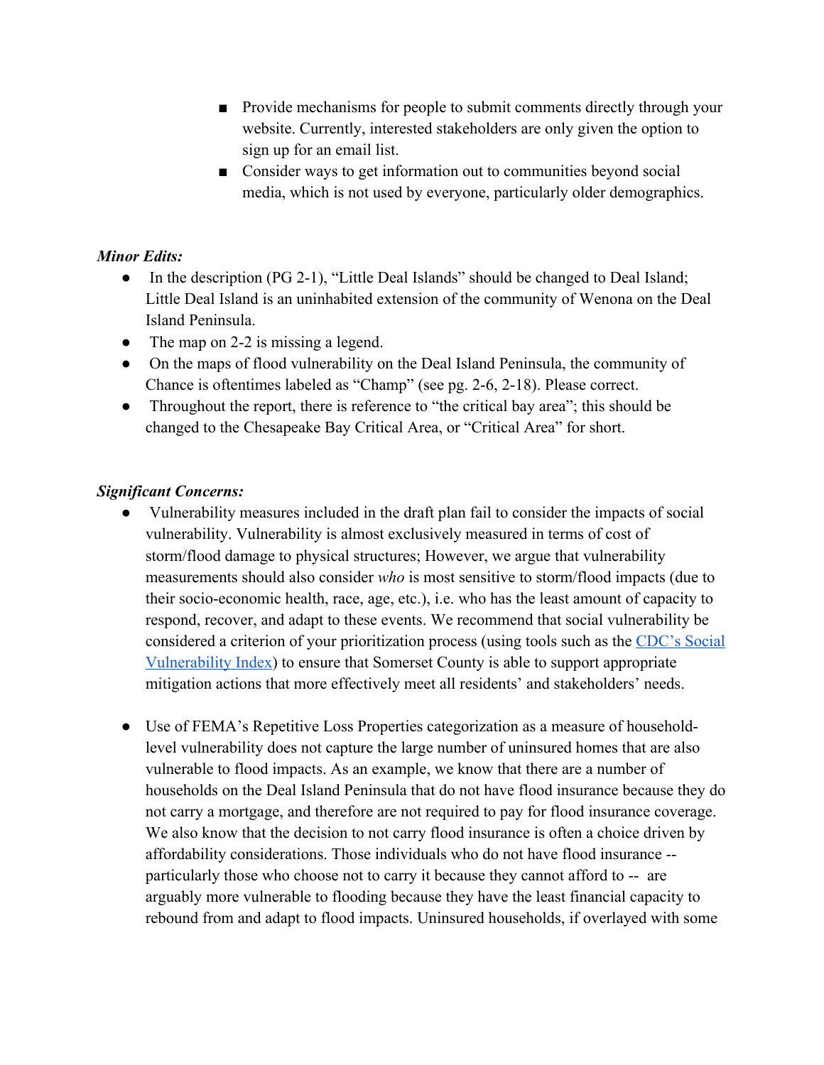- Provide mechanisms for people to submit comments directly through your website. Currently, interested stakeholders are only given the option to sign up for an email list.
- Consider ways to get information out to communities beyond social media, which is not used by everyone, particularly older demographics.

***Minor Edits:***

- In the description (PG 2-1), "Little Deal Islands" should be changed to Deal Island; Little Deal Island is an uninhabited extension of the community of Wenona on the Deal Island Peninsula.
- The map on 2-2 is missing a legend.
- On the maps of flood vulnerability on the Deal Island Peninsula, the community of Chance is oftentimes labeled as "Champ" (see pg. 2-6, 2-18). Please correct.
- Throughout the report, there is reference to "the critical bay area"; this should be changed to the Chesapeake Bay Critical Area, or "Critical Area" for short.

***Significant Concerns:***

- Vulnerability measures included in the draft plan fail to consider the impacts of social vulnerability. Vulnerability is almost exclusively measured in terms of cost of storm/flood damage to physical structures; However, we argue that vulnerability measurements should also consider *who* is most sensitive to storm/flood impacts (due to their socio-economic health, race, age, etc.), i.e. who has the least amount of capacity to respond, recover, and adapt to these events. We recommend that social vulnerability be considered a criterion of your prioritization process (using tools such as the CDC's Social Vulnerability Index) to ensure that Somerset County is able to support appropriate mitigation actions that more effectively meet all residents' and stakeholders' needs.

- Use of FEMA's Repetitive Loss Properties categorization as a measure of household-level vulnerability does not capture the large number of uninsured homes that are also vulnerable to flood impacts. As an example, we know that there are a number of households on the Deal Island Peninsula that do not have flood insurance because they do not carry a mortgage, and therefore are not required to pay for flood insurance coverage. We also know that the decision to not carry flood insurance is often a choice driven by affordability considerations. Those individuals who do not have flood insurance -- particularly those who choose not to carry it because they cannot afford to -- are arguably more vulnerable to flooding because they have the least financial capacity to rebound from and adapt to flood impacts. Uninsured households, if overlayed with some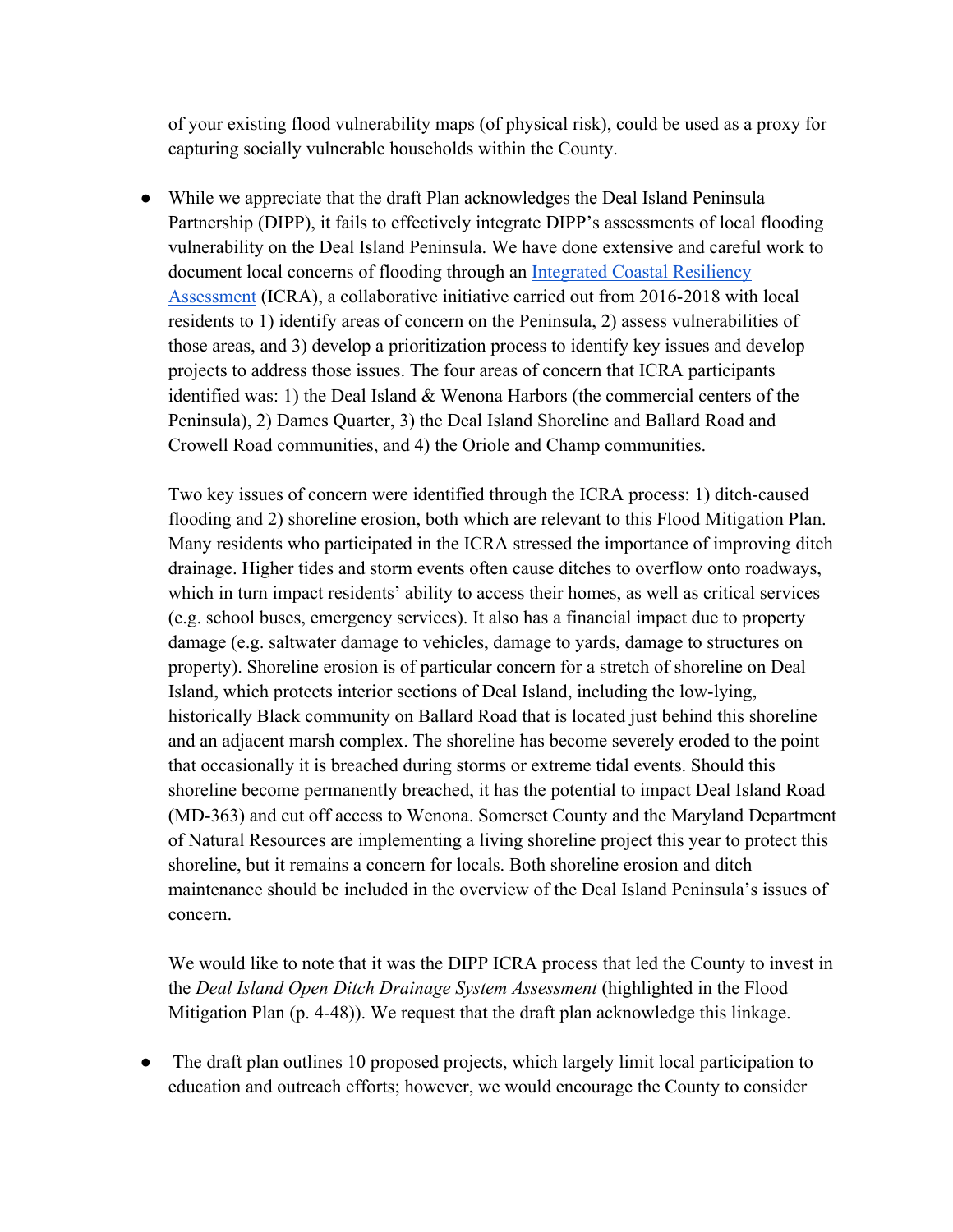of your existing flood vulnerability maps (of physical risk), could be used as a proxy for capturing socially vulnerable households within the County.

- While we appreciate that the draft Plan acknowledges the Deal Island Peninsula Partnership (DIPP), it fails to effectively integrate DIPP's assessments of local flooding vulnerability on the Deal Island Peninsula. We have done extensive and careful work to document local concerns of flooding through an Integrated Coastal Resiliency Assessment (ICRA), a collaborative initiative carried out from 2016-2018 with local residents to 1) identify areas of concern on the Peninsula, 2) assess vulnerabilities of those areas, and 3) develop a prioritization process to identify key issues and develop projects to address those issues. The four areas of concern that ICRA participants identified was: 1) the Deal Island & Wenona Harbors (the commercial centers of the Peninsula), 2) Dames Quarter, 3) the Deal Island Shoreline and Ballard Road and Crowell Road communities, and 4) the Oriole and Champ communities.

  Two key issues of concern were identified through the ICRA process: 1) ditch-caused flooding and 2) shoreline erosion, both which are relevant to this Flood Mitigation Plan. Many residents who participated in the ICRA stressed the importance of improving ditch drainage. Higher tides and storm events often cause ditches to overflow onto roadways, which in turn impact residents' ability to access their homes, as well as critical services (e.g. school buses, emergency services). It also has a financial impact due to property damage (e.g. saltwater damage to vehicles, damage to yards, damage to structures on property). Shoreline erosion is of particular concern for a stretch of shoreline on Deal Island, which protects interior sections of Deal Island, including the low-lying, historically Black community on Ballard Road that is located just behind this shoreline and an adjacent marsh complex. The shoreline has become severely eroded to the point that occasionally it is breached during storms or extreme tidal events. Should this shoreline become permanently breached, it has the potential to impact Deal Island Road (MD-363) and cut off access to Wenona. Somerset County and the Maryland Department of Natural Resources are implementing a living shoreline project this year to protect this shoreline, but it remains a concern for locals. Both shoreline erosion and ditch maintenance should be included in the overview of the Deal Island Peninsula's issues of concern.

  We would like to note that it was the DIPP ICRA process that led the County to invest in the *Deal Island Open Ditch Drainage System Assessment* (highlighted in the Flood Mitigation Plan (p. 4-48)). We request that the draft plan acknowledge this linkage.

- The draft plan outlines 10 proposed projects, which largely limit local participation to education and outreach efforts; however, we would encourage the County to consider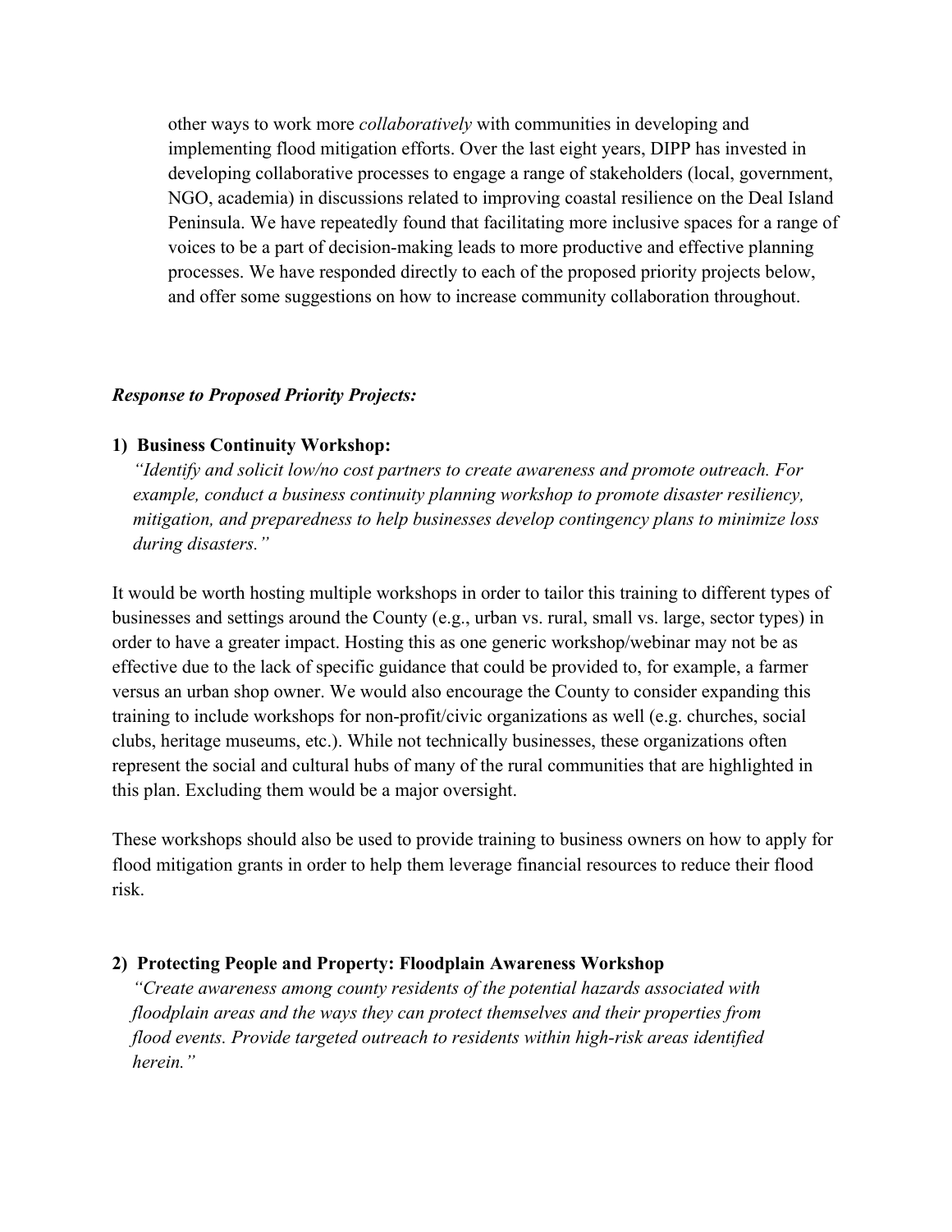other ways to work more *collaboratively* with communities in developing and implementing flood mitigation efforts. Over the last eight years, DIPP has invested in developing collaborative processes to engage a range of stakeholders (local, government, NGO, academia) in discussions related to improving coastal resilience on the Deal Island Peninsula. We have repeatedly found that facilitating more inclusive spaces for a range of voices to be a part of decision-making leads to more productive and effective planning processes. We have responded directly to each of the proposed priority projects below, and offer some suggestions on how to increase community collaboration throughout.

***Response to Proposed Priority Projects:***

**1) Business Continuity Workshop:**

*"Identify and solicit low/no cost partners to create awareness and promote outreach. For example, conduct a business continuity planning workshop to promote disaster resiliency, mitigation, and preparedness to help businesses develop contingency plans to minimize loss during disasters."*

It would be worth hosting multiple workshops in order to tailor this training to different types of businesses and settings around the County (e.g., urban vs. rural, small vs. large, sector types) in order to have a greater impact. Hosting this as one generic workshop/webinar may not be as effective due to the lack of specific guidance that could be provided to, for example, a farmer versus an urban shop owner. We would also encourage the County to consider expanding this training to include workshops for non-profit/civic organizations as well (e.g. churches, social clubs, heritage museums, etc.). While not technically businesses, these organizations often represent the social and cultural hubs of many of the rural communities that are highlighted in this plan. Excluding them would be a major oversight.

These workshops should also be used to provide training to business owners on how to apply for flood mitigation grants in order to help them leverage financial resources to reduce their flood risk.

**2) Protecting People and Property: Floodplain Awareness Workshop**

*"Create awareness among county residents of the potential hazards associated with floodplain areas and the ways they can protect themselves and their properties from flood events. Provide targeted outreach to residents within high-risk areas identified herein."*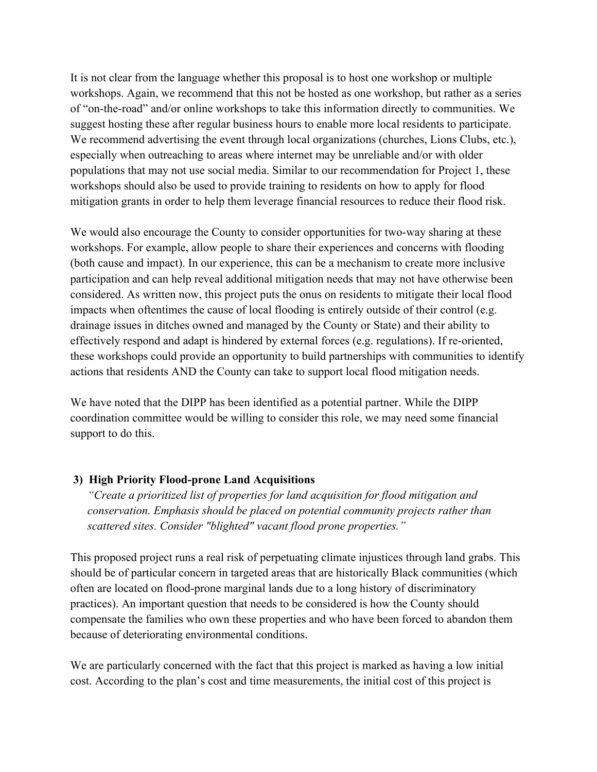It is not clear from the language whether this proposal is to host one workshop or multiple workshops. Again, we recommend that this not be hosted as one workshop, but rather as a series of "on-the-road" and/or online workshops to take this information directly to communities. We suggest hosting these after regular business hours to enable more local residents to participate. We recommend advertising the event through local organizations (churches, Lions Clubs, etc.), especially when outreaching to areas where internet may be unreliable and/or with older populations that may not use social media. Similar to our recommendation for Project 1, these workshops should also be used to provide training to residents on how to apply for flood mitigation grants in order to help them leverage financial resources to reduce their flood risk.

We would also encourage the County to consider opportunities for two-way sharing at these workshops. For example, allow people to share their experiences and concerns with flooding (both cause and impact). In our experience, this can be a mechanism to create more inclusive participation and can help reveal additional mitigation needs that may not have otherwise been considered. As written now, this project puts the onus on residents to mitigate their local flood impacts when oftentimes the cause of local flooding is entirely outside of their control (e.g. drainage issues in ditches owned and managed by the County or State) and their ability to effectively respond and adapt is hindered by external forces (e.g. regulations). If re-oriented, these workshops could provide an opportunity to build partnerships with communities to identify actions that residents AND the County can take to support local flood mitigation needs.

We have noted that the DIPP has been identified as a potential partner. While the DIPP coordination committee would be willing to consider this role, we may need some financial support to do this.

### 3) High Priority Flood-prone Land Acquisitions

*"Create a prioritized list of properties for land acquisition for flood mitigation and conservation. Emphasis should be placed on potential community projects rather than scattered sites. Consider "blighted" vacant flood prone properties."*

This proposed project runs a real risk of perpetuating climate injustices through land grabs. This should be of particular concern in targeted areas that are historically Black communities (which often are located on flood-prone marginal lands due to a long history of discriminatory practices). An important question that needs to be considered is how the County should compensate the families who own these properties and who have been forced to abandon them because of deteriorating environmental conditions.

We are particularly concerned with the fact that this project is marked as having a low initial cost. According to the plan's cost and time measurements, the initial cost of this project is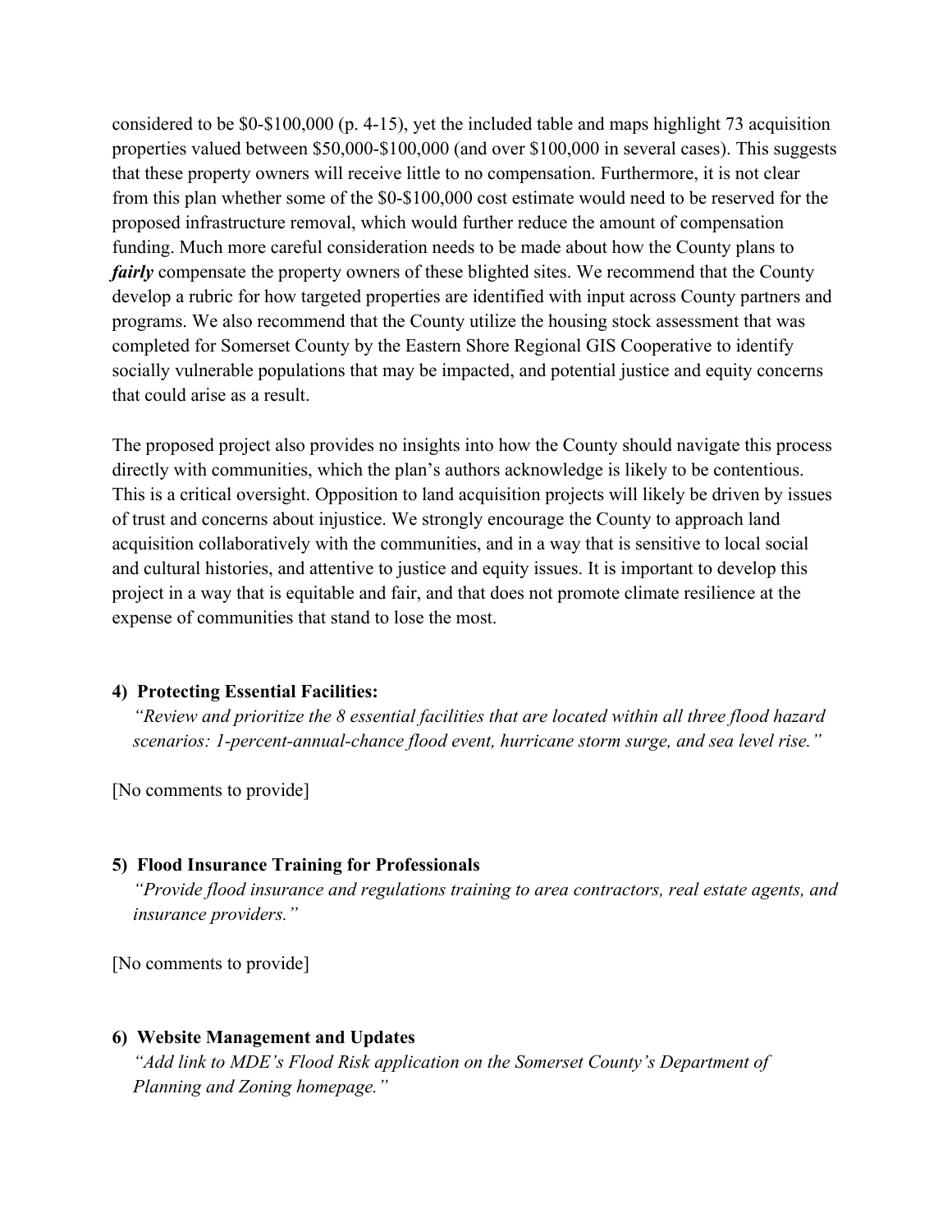considered to be $0-$100,000 (p. 4-15), yet the included table and maps highlight 73 acquisition properties valued between $50,000-$100,000 (and over $100,000 in several cases). This suggests that these property owners will receive little to no compensation. Furthermore, it is not clear from this plan whether some of the $0-$100,000 cost estimate would need to be reserved for the proposed infrastructure removal, which would further reduce the amount of compensation funding. Much more careful consideration needs to be made about how the County plans to ***fairly*** compensate the property owners of these blighted sites. We recommend that the County develop a rubric for how targeted properties are identified with input across County partners and programs. We also recommend that the County utilize the housing stock assessment that was completed for Somerset County by the Eastern Shore Regional GIS Cooperative to identify socially vulnerable populations that may be impacted, and potential justice and equity concerns that could arise as a result.

The proposed project also provides no insights into how the County should navigate this process directly with communities, which the plan's authors acknowledge is likely to be contentious. This is a critical oversight. Opposition to land acquisition projects will likely be driven by issues of trust and concerns about injustice. We strongly encourage the County to approach land acquisition collaboratively with the communities, and in a way that is sensitive to local social and cultural histories, and attentive to justice and equity issues. It is important to develop this project in a way that is equitable and fair, and that does not promote climate resilience at the expense of communities that stand to lose the most.

**4) Protecting Essential Facilities:**

*"Review and prioritize the 8 essential facilities that are located within all three flood hazard scenarios: 1-percent-annual-chance flood event, hurricane storm surge, and sea level rise."*

[No comments to provide]

**5) Flood Insurance Training for Professionals**

*"Provide flood insurance and regulations training to area contractors, real estate agents, and insurance providers."*

[No comments to provide]

**6) Website Management and Updates**

*"Add link to MDE's Flood Risk application on the Somerset County's Department of Planning and Zoning homepage."*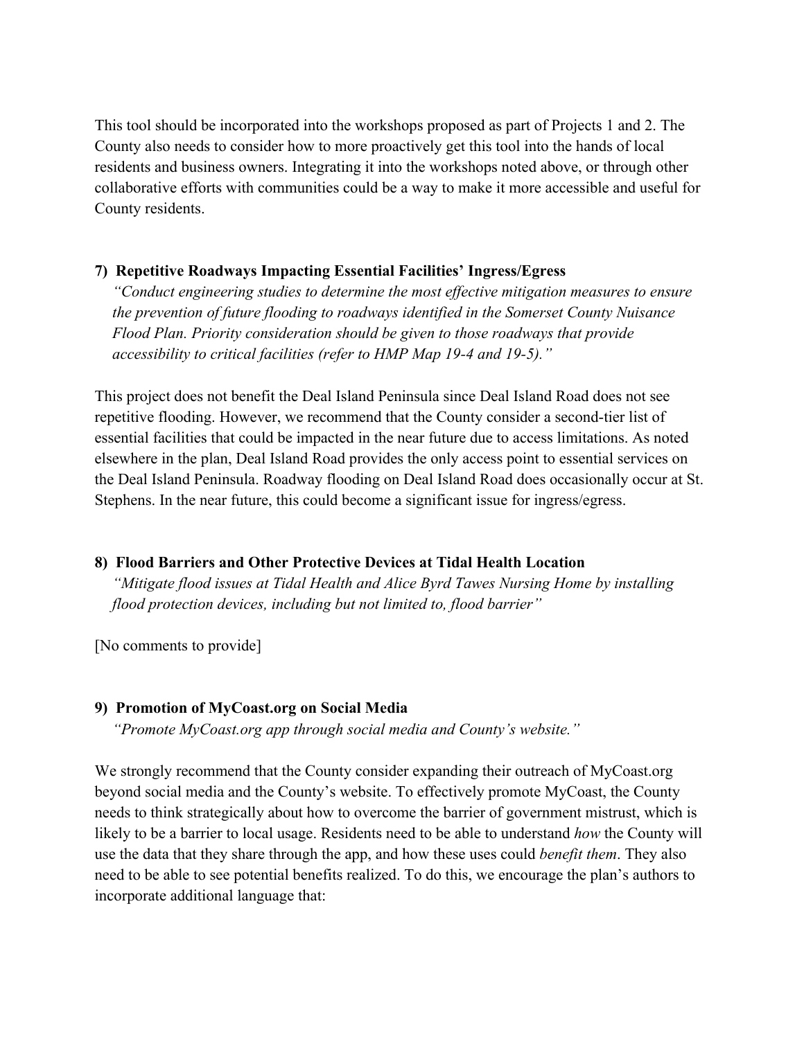This tool should be incorporated into the workshops proposed as part of Projects 1 and 2. The County also needs to consider how to more proactively get this tool into the hands of local residents and business owners. Integrating it into the workshops noted above, or through other collaborative efforts with communities could be a way to make it more accessible and useful for County residents.

**7) Repetitive Roadways Impacting Essential Facilities' Ingress/Egress**

*"Conduct engineering studies to determine the most effective mitigation measures to ensure the prevention of future flooding to roadways identified in the Somerset County Nuisance Flood Plan. Priority consideration should be given to those roadways that provide accessibility to critical facilities (refer to HMP Map 19-4 and 19-5)."*

This project does not benefit the Deal Island Peninsula since Deal Island Road does not see repetitive flooding. However, we recommend that the County consider a second-tier list of essential facilities that could be impacted in the near future due to access limitations. As noted elsewhere in the plan, Deal Island Road provides the only access point to essential services on the Deal Island Peninsula. Roadway flooding on Deal Island Road does occasionally occur at St. Stephens. In the near future, this could become a significant issue for ingress/egress.

**8) Flood Barriers and Other Protective Devices at Tidal Health Location**

*"Mitigate flood issues at Tidal Health and Alice Byrd Tawes Nursing Home by installing flood protection devices, including but not limited to, flood barrier"*

[No comments to provide]

**9) Promotion of MyCoast.org on Social Media**

*"Promote MyCoast.org app through social media and County's website."*

We strongly recommend that the County consider expanding their outreach of MyCoast.org beyond social media and the County's website. To effectively promote MyCoast, the County needs to think strategically about how to overcome the barrier of government mistrust, which is likely to be a barrier to local usage. Residents need to be able to understand *how* the County will use the data that they share through the app, and how these uses could *benefit them*. They also need to be able to see potential benefits realized. To do this, we encourage the plan's authors to incorporate additional language that: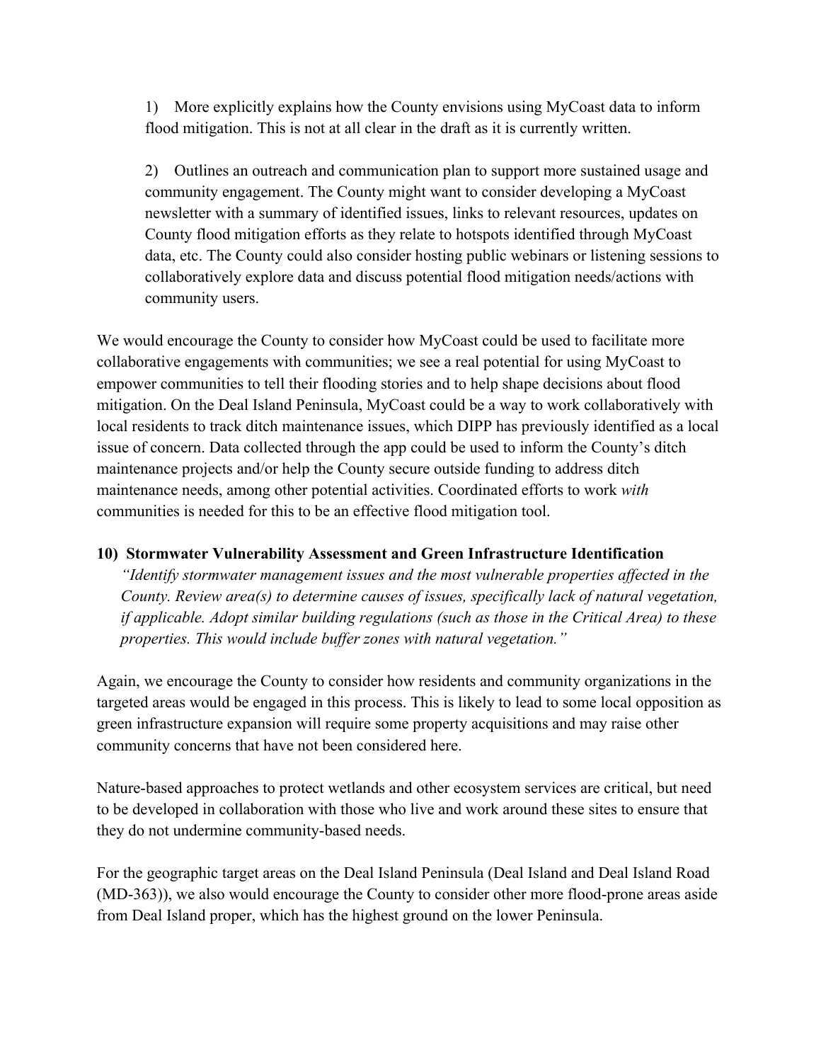1) More explicitly explains how the County envisions using MyCoast data to inform flood mitigation. This is not at all clear in the draft as it is currently written.

2) Outlines an outreach and communication plan to support more sustained usage and community engagement. The County might want to consider developing a MyCoast newsletter with a summary of identified issues, links to relevant resources, updates on County flood mitigation efforts as they relate to hotspots identified through MyCoast data, etc. The County could also consider hosting public webinars or listening sessions to collaboratively explore data and discuss potential flood mitigation needs/actions with community users.

We would encourage the County to consider how MyCoast could be used to facilitate more collaborative engagements with communities; we see a real potential for using MyCoast to empower communities to tell their flooding stories and to help shape decisions about flood mitigation. On the Deal Island Peninsula, MyCoast could be a way to work collaboratively with local residents to track ditch maintenance issues, which DIPP has previously identified as a local issue of concern. Data collected through the app could be used to inform the County's ditch maintenance projects and/or help the County secure outside funding to address ditch maintenance needs, among other potential activities. Coordinated efforts to work *with* communities is needed for this to be an effective flood mitigation tool.

**10) Stormwater Vulnerability Assessment and Green Infrastructure Identification**

*"Identify stormwater management issues and the most vulnerable properties affected in the County. Review area(s) to determine causes of issues, specifically lack of natural vegetation, if applicable. Adopt similar building regulations (such as those in the Critical Area) to these properties. This would include buffer zones with natural vegetation."*

Again, we encourage the County to consider how residents and community organizations in the targeted areas would be engaged in this process. This is likely to lead to some local opposition as green infrastructure expansion will require some property acquisitions and may raise other community concerns that have not been considered here.

Nature-based approaches to protect wetlands and other ecosystem services are critical, but need to be developed in collaboration with those who live and work around these sites to ensure that they do not undermine community-based needs.

For the geographic target areas on the Deal Island Peninsula (Deal Island and Deal Island Road (MD-363)), we also would encourage the County to consider other more flood-prone areas aside from Deal Island proper, which has the highest ground on the lower Peninsula.